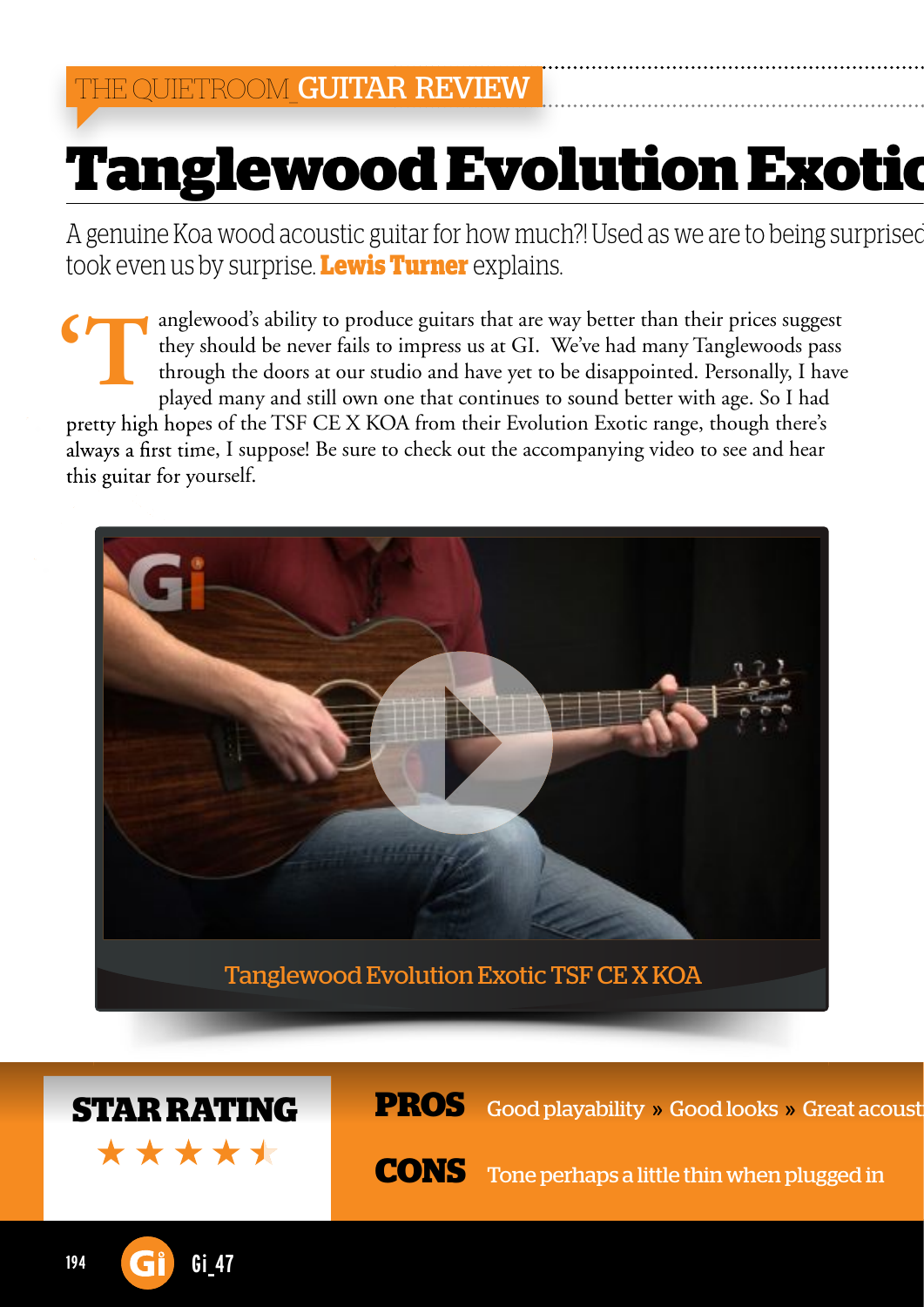THE QUIETROOM_GUITAR REVIEW

# Tanglewood Evolution Exotic

A genuine Koa wood acoustic guitar for how much?! Used as we are to being surprised took even us by surprise. **Lewis Turner** explains.

'Tanglewood's ability to produce guitars that are way better than their prices suggest they should be never fails to impress us at GI. We've had many Tanglewoods pass through the doors at our studio and have yet to be disappointed. Personally, I have played many and still own one that continues to sound better with age. So I had pretty high hopes of the TSF CE X KOA from their Evolution Exotic range, though there's always a first time, I suppose! Be sure to check out the accompanying video to see and hear this guitar for yourself.

Tanglewood Evolution Exotic TSF CE X KOA

**STAR RATING** ★★★★½

**PROS** Good playability » Good looks » Great acoust

**CONS** Tone perhaps a little thin when plugged in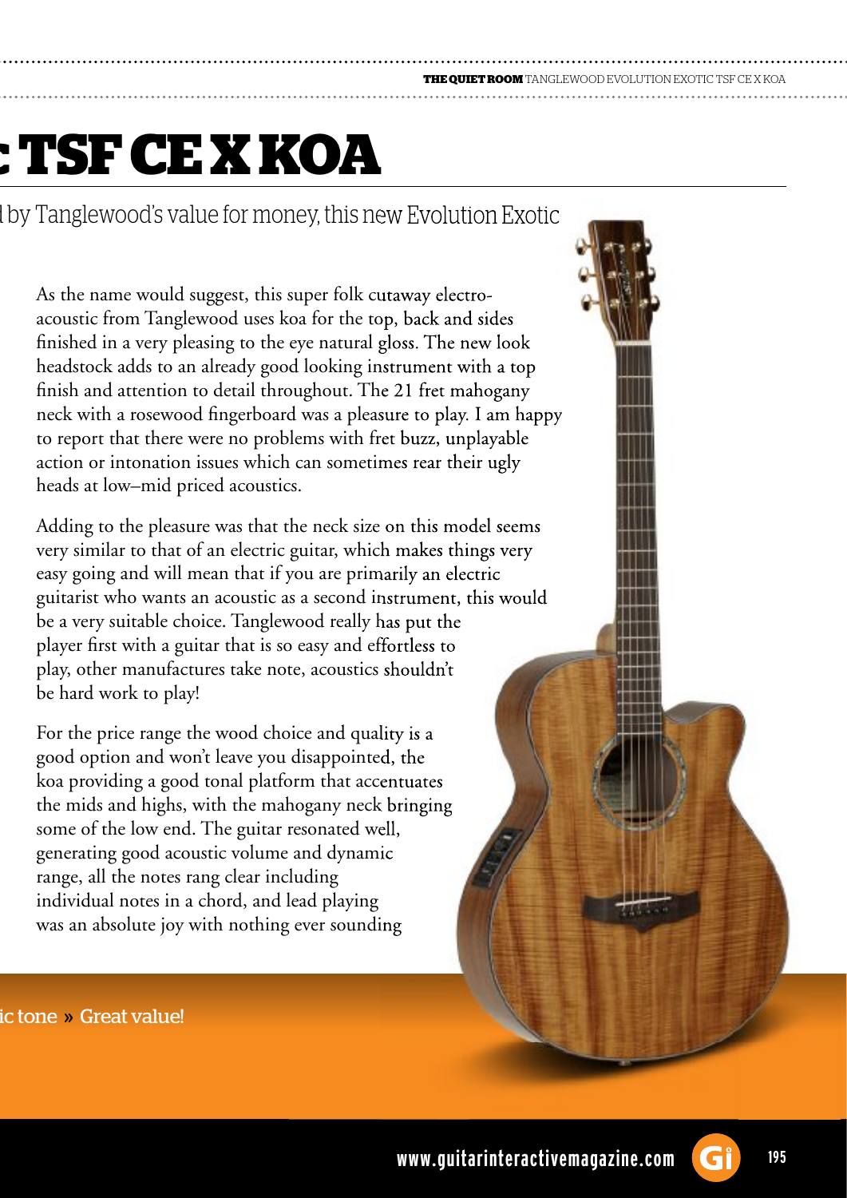# c TSF CE X KOA

l by Tanglewood's value for money, this new Evolution Exotic

As the name would suggest, this super folk cutaway electro-acoustic from Tanglewood uses koa for the top, back and sides finished in a very pleasing to the eye natural gloss. The new look headstock adds to an already good looking instrument with a top finish and attention to detail throughout. The 21 fret mahogany neck with a rosewood fingerboard was a pleasure to play. I am happy to report that there were no problems with fret buzz, unplayable action or intonation issues which can sometimes rear their ugly heads at low–mid priced acoustics.

Adding to the pleasure was that the neck size on this model seems very similar to that of an electric guitar, which makes things very easy going and will mean that if you are primarily an electric guitarist who wants an acoustic as a second instrument, this would be a very suitable choice. Tanglewood really has put the player first with a guitar that is so easy and effortless to play, other manufactures take note, acoustics shouldn't be hard work to play!

For the price range the wood choice and quality is a good option and won't leave you disappointed, the koa providing a good tonal platform that accentuates the mids and highs, with the mahogany neck bringing some of the low end. The guitar resonated well, generating good acoustic volume and dynamic range, all the notes rang clear including individual notes in a chord, and lead playing was an absolute joy with nothing ever sounding

ic tone » Great value!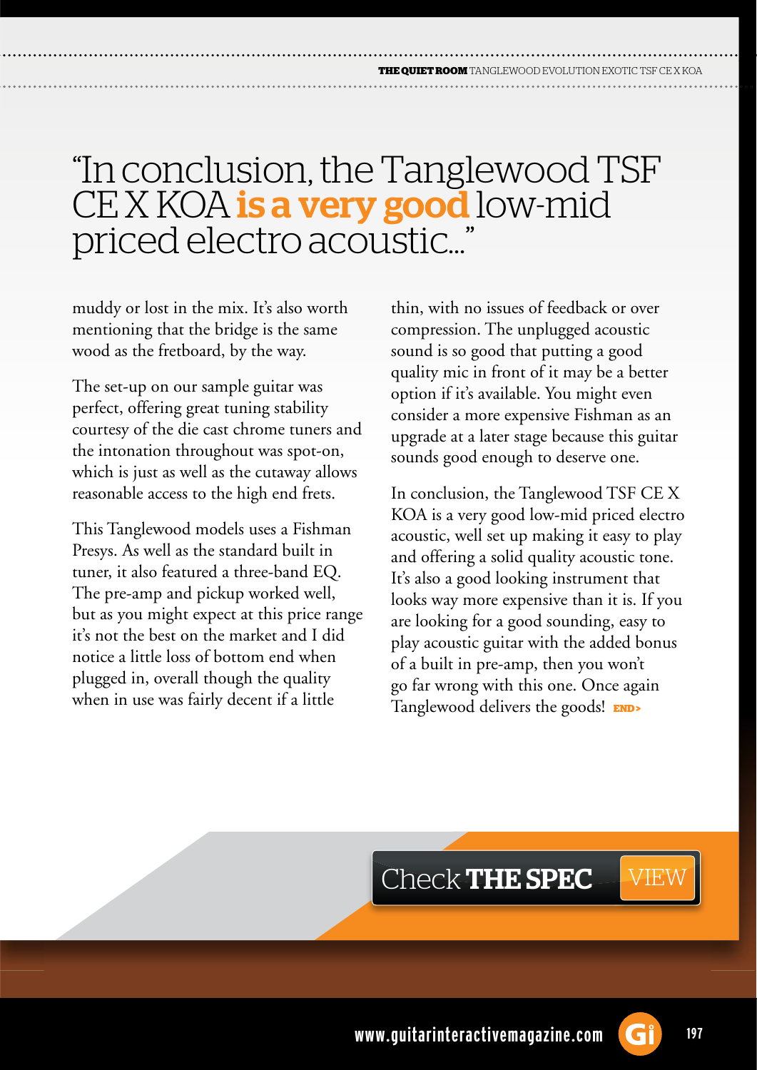> "In conclusion, the Tanglewood TSF CE X KOA **is a very good** low-mid priced electro acoustic..."

muddy or lost in the mix. It's also worth mentioning that the bridge is the same wood as the fretboard, by the way.

The set-up on our sample guitar was perfect, offering great tuning stability courtesy of the die cast chrome tuners and the intonation throughout was spot-on, which is just as well as the cutaway allows reasonable access to the high end frets.

This Tanglewood models uses a Fishman Presys. As well as the standard built in tuner, it also featured a three-band EQ. The pre-amp and pickup worked well, but as you might expect at this price range it's not the best on the market and I did notice a little loss of bottom end when plugged in, overall though the quality when in use was fairly decent if a little thin, with no issues of feedback or over compression. The unplugged acoustic sound is so good that putting a good quality mic in front of it may be a better option if it's available. You might even consider a more expensive Fishman as an upgrade at a later stage because this guitar sounds good enough to deserve one.

In conclusion, the Tanglewood TSF CE X KOA is a very good low-mid priced electro acoustic, well set up making it easy to play and offering a solid quality acoustic tone. It's also a good looking instrument that looks way more expensive than it is. If you are looking for a good sounding, easy to play acoustic guitar with the added bonus of a built in pre-amp, then you won't go far wrong with this one. Once again Tanglewood delivers the goods! **END>**

Check **THE SPEC** VIEW